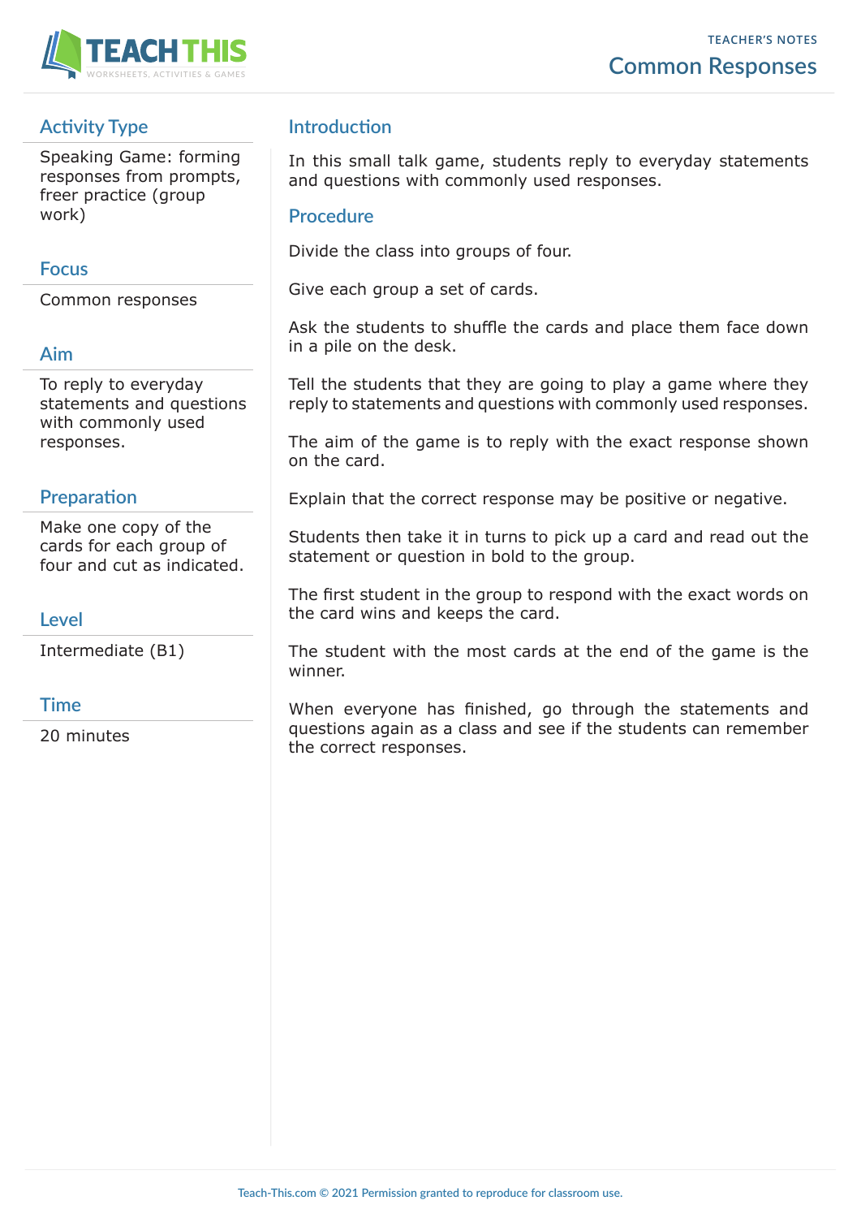TEACHER'S NOTES

# Common Responses

## Activity Type

Speaking Game: forming responses from prompts, freer practice (group work)

## Focus

Common responses

## Aim

To reply to everyday statements and questions with commonly used responses.

## Preparation

Make one copy of the cards for each group of four and cut as indicated.

## Level

Intermediate (B1)

## Time

20 minutes

## Introduction

In this small talk game, students reply to everyday statements and questions with commonly used responses.

## Procedure

Divide the class into groups of four.

Give each group a set of cards.

Ask the students to shuffle the cards and place them face down in a pile on the desk.

Tell the students that they are going to play a game where they reply to statements and questions with commonly used responses.

The aim of the game is to reply with the exact response shown on the card.

Explain that the correct response may be positive or negative.

Students then take it in turns to pick up a card and read out the statement or question in bold to the group.

The first student in the group to respond with the exact words on the card wins and keeps the card.

The student with the most cards at the end of the game is the winner.

When everyone has finished, go through the statements and questions again as a class and see if the students can remember the correct responses.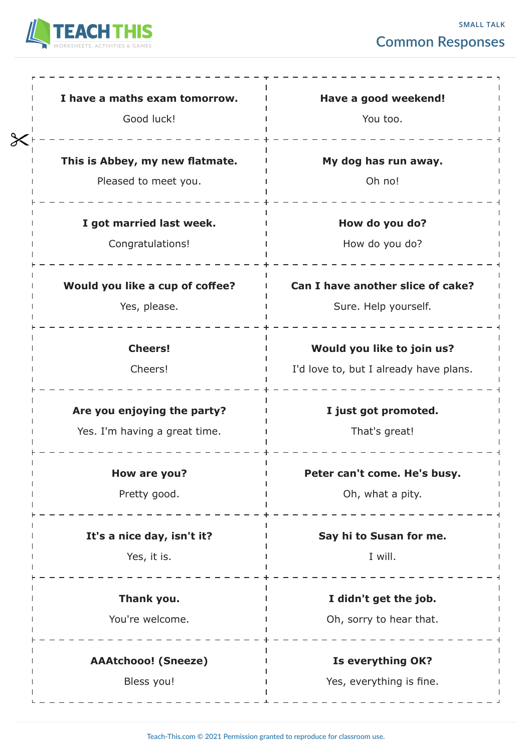# SMALL TALK

## Common Responses

| | |
|---|---|
| **I have a maths exam tomorrow.**<br>Good luck! | **Have a good weekend!**<br>You too. |
| **This is Abbey, my new flatmate.**<br>Pleased to meet you. | **My dog has run away.**<br>Oh no! |
| **I got married last week.**<br>Congratulations! | **How do you do?**<br>How do you do? |
| **Would you like a cup of coffee?**<br>Yes, please. | **Can I have another slice of cake?**<br>Sure. Help yourself. |
| **Cheers!**<br>Cheers! | **Would you like to join us?**<br>I'd love to, but I already have plans. |
| **Are you enjoying the party?**<br>Yes. I'm having a great time. | **I just got promoted.**<br>That's great! |
| **How are you?**<br>Pretty good. | **Peter can't come. He's busy.**<br>Oh, what a pity. |
| **It's a nice day, isn't it?**<br>Yes, it is. | **Say hi to Susan for me.**<br>I will. |
| **Thank you.**<br>You're welcome. | **I didn't get the job.**<br>Oh, sorry to hear that. |
| **AAAtchooo! (Sneeze)**<br>Bless you! | **Is everything OK?**<br>Yes, everything is fine. |

Teach-This.com © 2021 Permission granted to reproduce for classroom use.